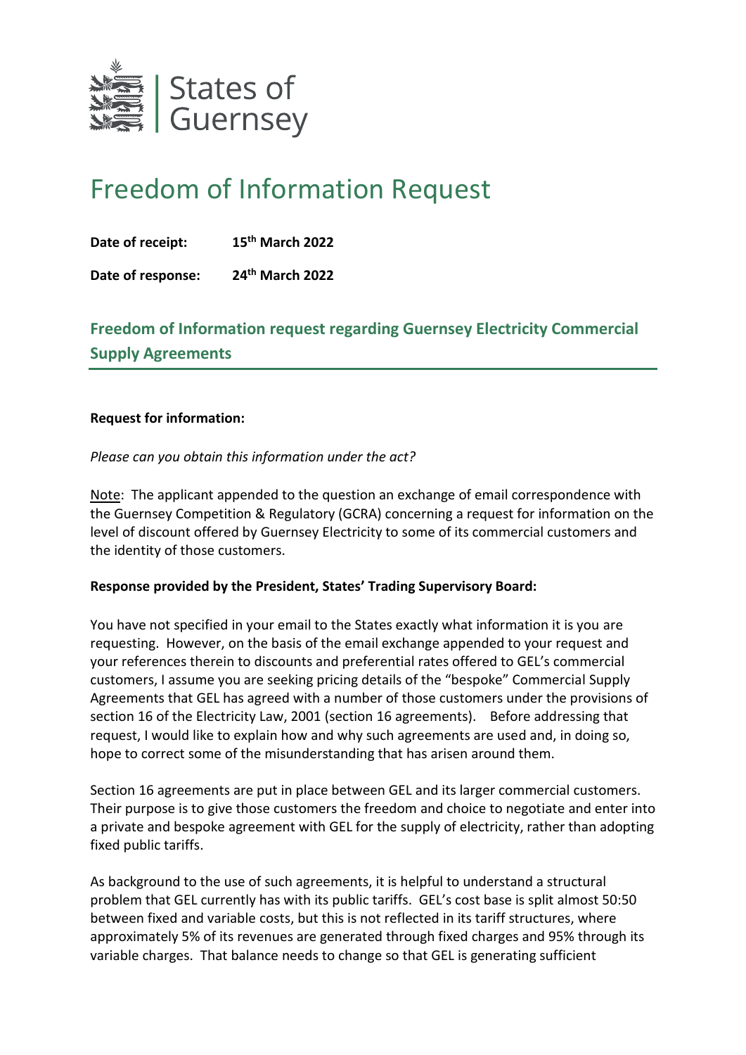States of Guernsey

# Freedom of Information Request

**Date of receipt:** **15th March 2022**

**Date of response:** **24th March 2022**

## Freedom of Information request regarding Guernsey Electricity Commercial Supply Agreements

**Request for information:**

*Please can you obtain this information under the act?*

Note: The applicant appended to the question an exchange of email correspondence with the Guernsey Competition & Regulatory (GCRA) concerning a request for information on the level of discount offered by Guernsey Electricity to some of its commercial customers and the identity of those customers.

**Response provided by the President, States' Trading Supervisory Board:**

You have not specified in your email to the States exactly what information it is you are requesting. However, on the basis of the email exchange appended to your request and your references therein to discounts and preferential rates offered to GEL's commercial customers, I assume you are seeking pricing details of the "bespoke" Commercial Supply Agreements that GEL has agreed with a number of those customers under the provisions of section 16 of the Electricity Law, 2001 (section 16 agreements). Before addressing that request, I would like to explain how and why such agreements are used and, in doing so, hope to correct some of the misunderstanding that has arisen around them.

Section 16 agreements are put in place between GEL and its larger commercial customers. Their purpose is to give those customers the freedom and choice to negotiate and enter into a private and bespoke agreement with GEL for the supply of electricity, rather than adopting fixed public tariffs.

As background to the use of such agreements, it is helpful to understand a structural problem that GEL currently has with its public tariffs. GEL's cost base is split almost 50:50 between fixed and variable costs, but this is not reflected in its tariff structures, where approximately 5% of its revenues are generated through fixed charges and 95% through its variable charges. That balance needs to change so that GEL is generating sufficient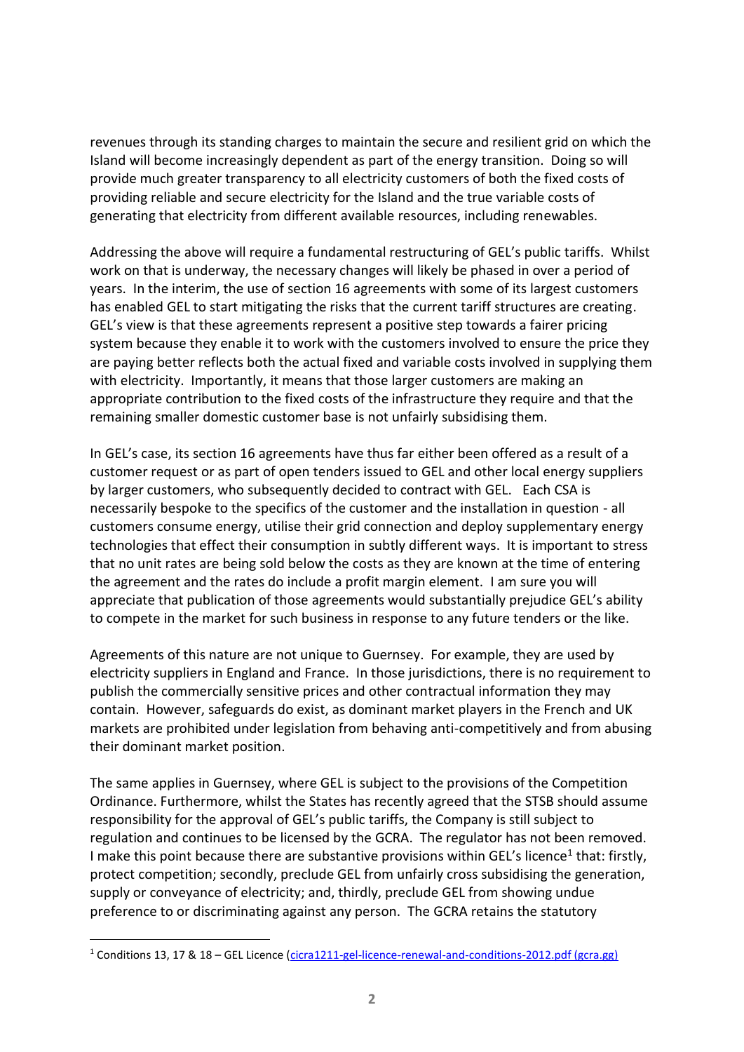revenues through its standing charges to maintain the secure and resilient grid on which the Island will become increasingly dependent as part of the energy transition. Doing so will provide much greater transparency to all electricity customers of both the fixed costs of providing reliable and secure electricity for the Island and the true variable costs of generating that electricity from different available resources, including renewables.

Addressing the above will require a fundamental restructuring of GEL's public tariffs. Whilst work on that is underway, the necessary changes will likely be phased in over a period of years. In the interim, the use of section 16 agreements with some of its largest customers has enabled GEL to start mitigating the risks that the current tariff structures are creating. GEL's view is that these agreements represent a positive step towards a fairer pricing system because they enable it to work with the customers involved to ensure the price they are paying better reflects both the actual fixed and variable costs involved in supplying them with electricity. Importantly, it means that those larger customers are making an appropriate contribution to the fixed costs of the infrastructure they require and that the remaining smaller domestic customer base is not unfairly subsidising them.

In GEL's case, its section 16 agreements have thus far either been offered as a result of a customer request or as part of open tenders issued to GEL and other local energy suppliers by larger customers, who subsequently decided to contract with GEL. Each CSA is necessarily bespoke to the specifics of the customer and the installation in question - all customers consume energy, utilise their grid connection and deploy supplementary energy technologies that effect their consumption in subtly different ways. It is important to stress that no unit rates are being sold below the costs as they are known at the time of entering the agreement and the rates do include a profit margin element. I am sure you will appreciate that publication of those agreements would substantially prejudice GEL's ability to compete in the market for such business in response to any future tenders or the like.

Agreements of this nature are not unique to Guernsey. For example, they are used by electricity suppliers in England and France. In those jurisdictions, there is no requirement to publish the commercially sensitive prices and other contractual information they may contain. However, safeguards do exist, as dominant market players in the French and UK markets are prohibited under legislation from behaving anti-competitively and from abusing their dominant market position.

The same applies in Guernsey, where GEL is subject to the provisions of the Competition Ordinance. Furthermore, whilst the States has recently agreed that the STSB should assume responsibility for the approval of GEL's public tariffs, the Company is still subject to regulation and continues to be licensed by the GCRA. The regulator has not been removed. I make this point because there are substantive provisions within GEL's licence[1] that: firstly, protect competition; secondly, preclude GEL from unfairly cross subsidising the generation, supply or conveyance of electricity; and, thirdly, preclude GEL from showing undue preference to or discriminating against any person. The GCRA retains the statutory

[1] Conditions 13, 17 & 18 – GEL Licence ([cicra1211-gel-licence-renewal-and-conditions-2012.pdf (gcra.gg)](cicra1211-gel-licence-renewal-and-conditions-2012.pdf))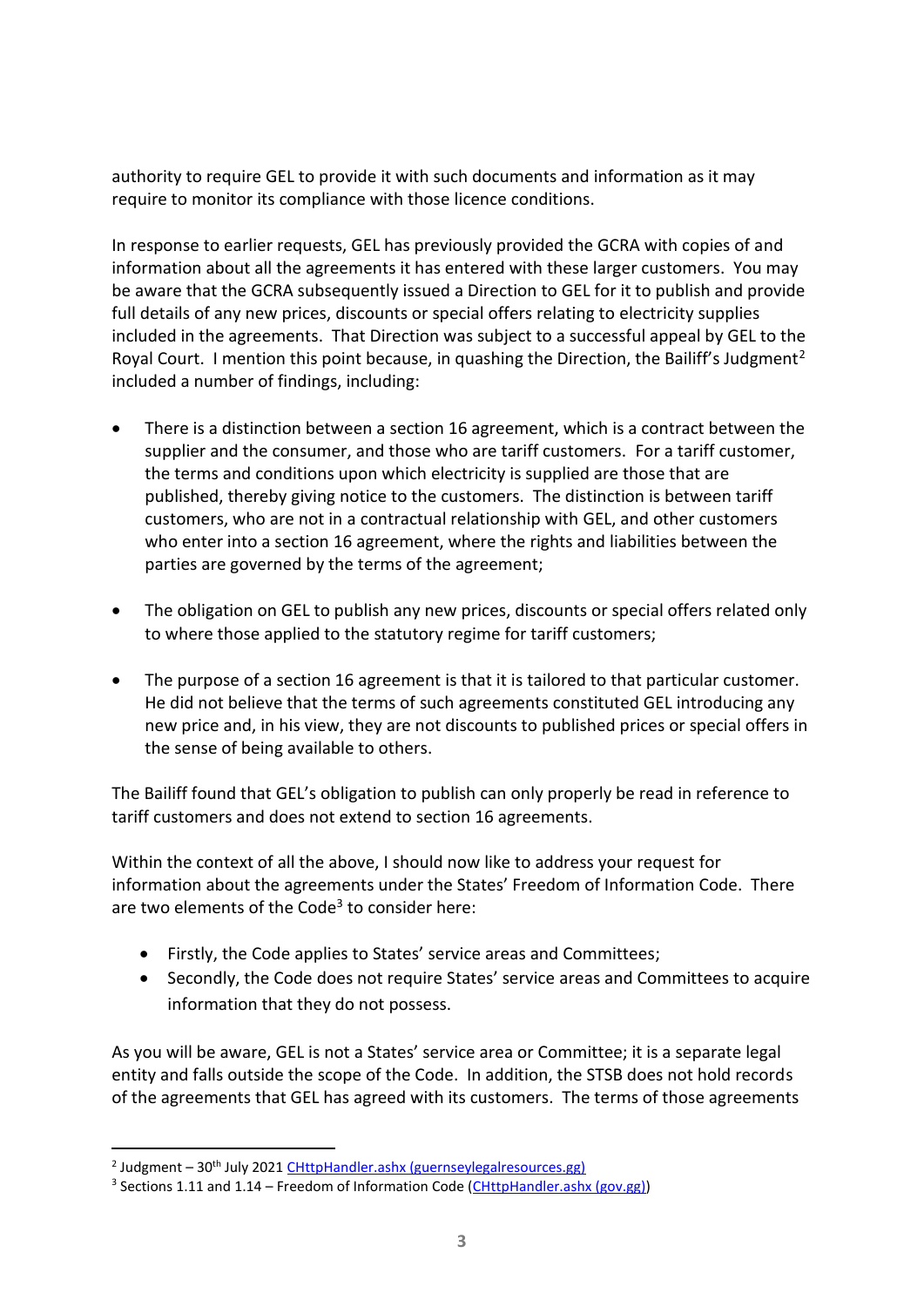authority to require GEL to provide it with such documents and information as it may require to monitor its compliance with those licence conditions.

In response to earlier requests, GEL has previously provided the GCRA with copies of and information about all the agreements it has entered with these larger customers. You may be aware that the GCRA subsequently issued a Direction to GEL for it to publish and provide full details of any new prices, discounts or special offers relating to electricity supplies included in the agreements. That Direction was subject to a successful appeal by GEL to the Royal Court. I mention this point because, in quashing the Direction, the Bailiff's Judgment[2] included a number of findings, including:

- There is a distinction between a section 16 agreement, which is a contract between the supplier and the consumer, and those who are tariff customers. For a tariff customer, the terms and conditions upon which electricity is supplied are those that are published, thereby giving notice to the customers. The distinction is between tariff customers, who are not in a contractual relationship with GEL, and other customers who enter into a section 16 agreement, where the rights and liabilities between the parties are governed by the terms of the agreement;
- The obligation on GEL to publish any new prices, discounts or special offers related only to where those applied to the statutory regime for tariff customers;
- The purpose of a section 16 agreement is that it is tailored to that particular customer. He did not believe that the terms of such agreements constituted GEL introducing any new price and, in his view, they are not discounts to published prices or special offers in the sense of being available to others.

The Bailiff found that GEL's obligation to publish can only properly be read in reference to tariff customers and does not extend to section 16 agreements.

Within the context of all the above, I should now like to address your request for information about the agreements under the States' Freedom of Information Code. There are two elements of the Code[3] to consider here:

- Firstly, the Code applies to States' service areas and Committees;
- Secondly, the Code does not require States' service areas and Committees to acquire information that they do not possess.

As you will be aware, GEL is not a States' service area or Committee; it is a separate legal entity and falls outside the scope of the Code. In addition, the STSB does not hold records of the agreements that GEL has agreed with its customers. The terms of those agreements

---

[2] Judgment – 30th July 2021 [CHttpHandler.ashx (guernseylegalresources.gg)](CHttpHandler.ashx (guernseylegalresources.gg))

[3] Sections 1.11 and 1.14 – Freedom of Information Code ([CHttpHandler.ashx (gov.gg)](CHttpHandler.ashx (gov.gg)))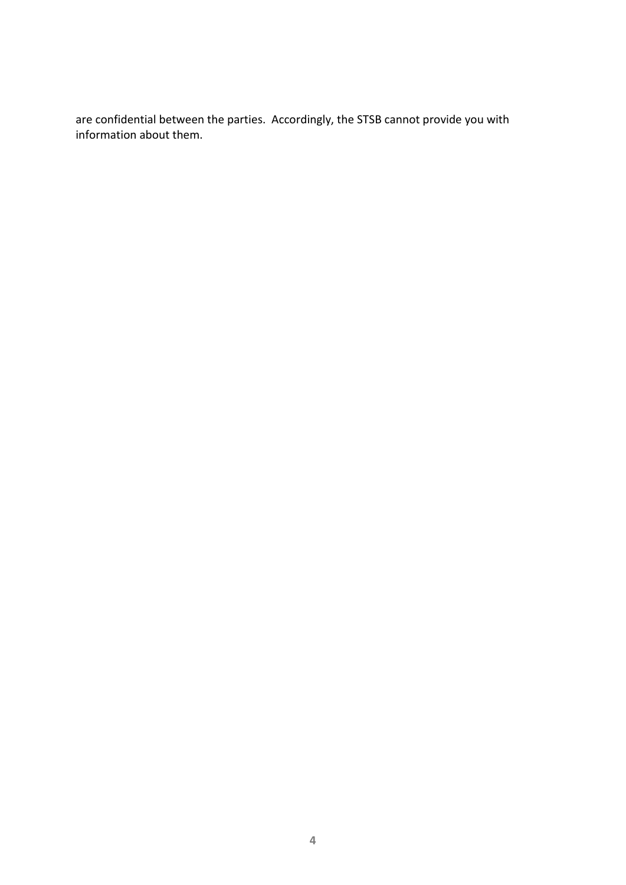are confidential between the parties. Accordingly, the STSB cannot provide you with information about them.